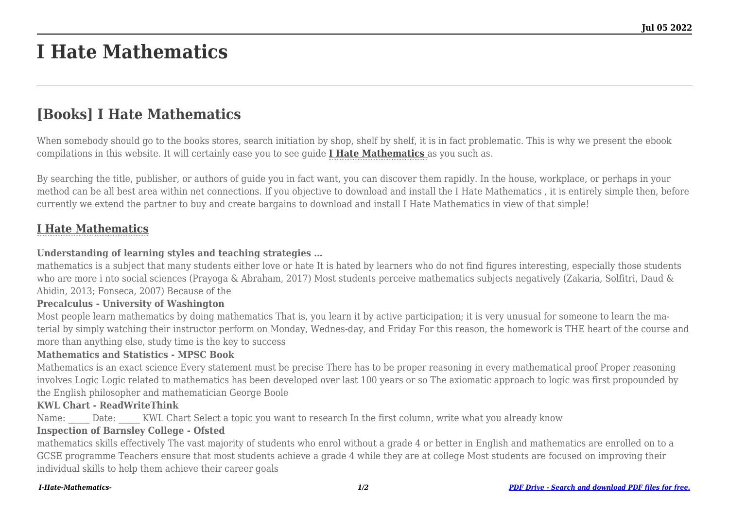# I Hate Mathematics

## [Books] I Hate Mathematics

When somebody should go to the books stores, search initiation by shop, shelf by shelf, it is in fact problematic. This is why we present the ebook compilations in this website. It will certainly ease you to see guide **I Hate Mathematics** as you such as.

By searching the title, publisher, or authors of guide you in fact want, you can discover them rapidly. In the house, workplace, or perhaps in your method can be all best area within net connections. If you objective to download and install the I Hate Mathematics , it is entirely simple then, before currently we extend the partner to buy and create bargains to download and install I Hate Mathematics in view of that simple!

### I Hate Mathematics

**Understanding of learning styles and teaching strategies …**

mathematics is a subject that many students either love or hate It is hated by learners who do not find figures interesting, especially those students who are more i nto social sciences (Prayoga & Abraham, 2017) Most students perceive mathematics subjects negatively (Zakaria, Solfitri, Daud & Abidin, 2013; Fonseca, 2007) Because of the

**Precalculus - University of Washington**

Most people learn mathematics by doing mathematics That is, you learn it by active participation; it is very unusual for someone to learn the material by simply watching their instructor perform on Monday, Wednes-day, and Friday For this reason, the homework is THE heart of the course and more than anything else, study time is the key to success

**Mathematics and Statistics - MPSC Book**

Mathematics is an exact science Every statement must be precise There has to be proper reasoning in every mathematical proof Proper reasoning involves Logic Logic related to mathematics has been developed over last 100 years or so The axiomatic approach to logic was first propounded by the English philosopher and mathematician George Boole

**KWL Chart - ReadWriteThink**

Name: _____ Date: _____ KWL Chart Select a topic you want to research In the first column, write what you already know

**Inspection of Barnsley College - Ofsted**

mathematics skills effectively The vast majority of students who enrol without a grade 4 or better in English and mathematics are enrolled on to a GCSE programme Teachers ensure that most students achieve a grade 4 while they are at college Most students are focused on improving their individual skills to help them achieve their career goals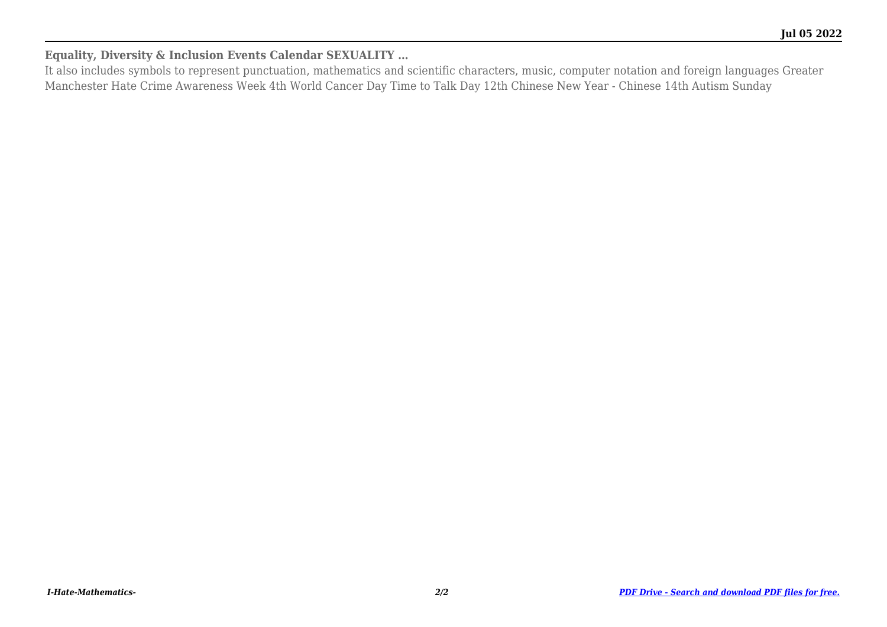**Equality, Diversity & Inclusion Events Calendar SEXUALITY ...**

It also includes symbols to represent punctuation, mathematics and scientific characters, music, computer notation and foreign languages Greater Manchester Hate Crime Awareness Week 4th World Cancer Day Time to Talk Day 12th Chinese New Year - Chinese 14th Autism Sunday